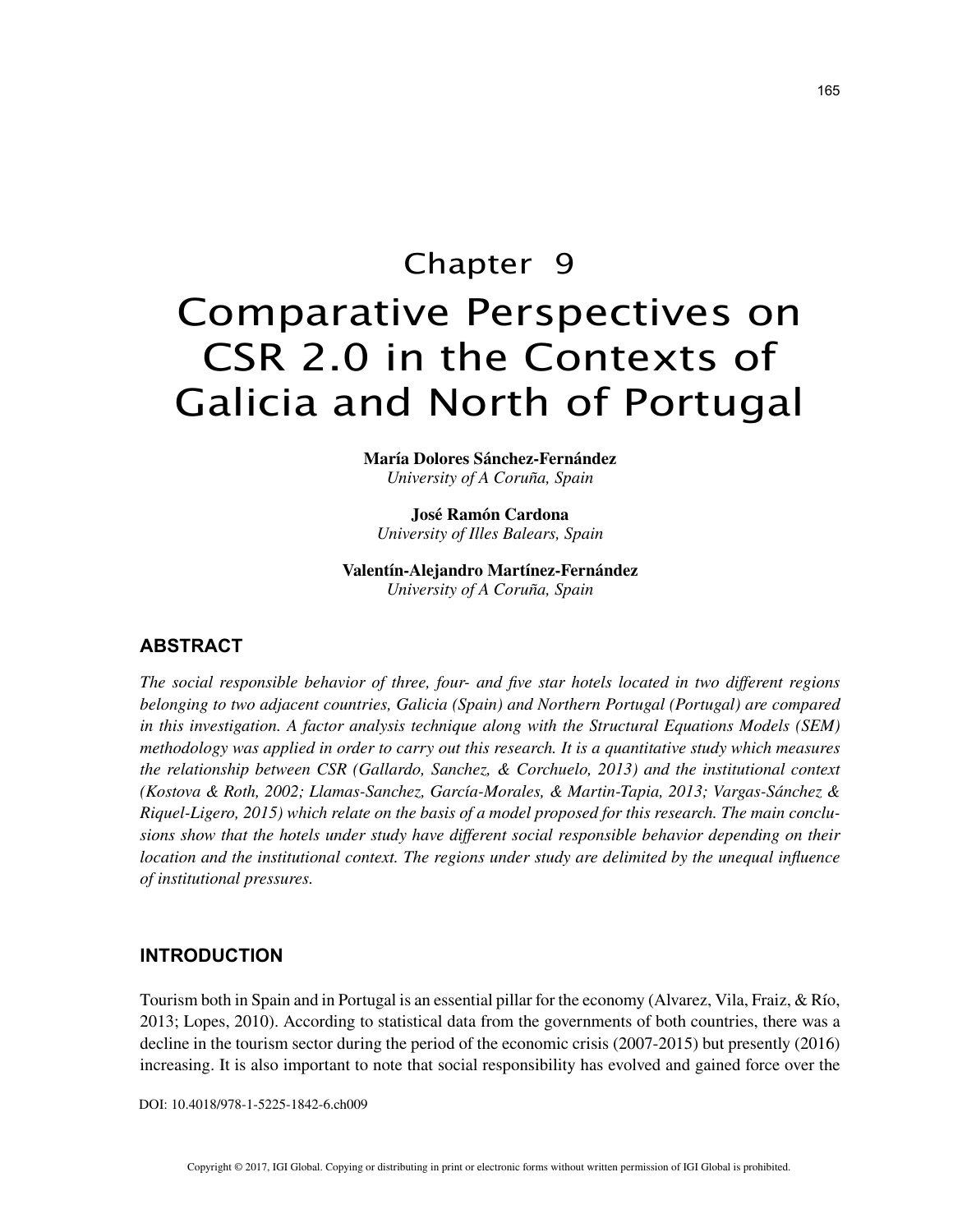# Chapter 9

# Comparative Perspectives on CSR 2.0 in the Contexts of Galicia and North of Portugal

**María Dolores Sánchez-Fernández**
*University of A Coruña, Spain*

**José Ramón Cardona**
*University of Illes Balears, Spain*

**Valentín-Alejandro Martínez-Fernández**
*University of A Coruña, Spain*

## ABSTRACT

*The social responsible behavior of three, four- and five star hotels located in two different regions belonging to two adjacent countries, Galicia (Spain) and Northern Portugal (Portugal) are compared in this investigation. A factor analysis technique along with the Structural Equations Models (SEM) methodology was applied in order to carry out this research. It is a quantitative study which measures the relationship between CSR (Gallardo, Sanchez, & Corchuelo, 2013) and the institutional context (Kostova & Roth, 2002; Llamas-Sanchez, García-Morales, & Martin-Tapia, 2013; Vargas-Sánchez & Riquel-Ligero, 2015) which relate on the basis of a model proposed for this research. The main conclusions show that the hotels under study have different social responsible behavior depending on their location and the institutional context. The regions under study are delimited by the unequal influence of institutional pressures.*

## INTRODUCTION

Tourism both in Spain and in Portugal is an essential pillar for the economy (Alvarez, Vila, Fraiz, & Río, 2013; Lopes, 2010). According to statistical data from the governments of both countries, there was a decline in the tourism sector during the period of the economic crisis (2007-2015) but presently (2016) increasing. It is also important to note that social responsibility has evolved and gained force over the

DOI: 10.4018/978-1-5225-1842-6.ch009

Copyright © 2017, IGI Global. Copying or distributing in print or electronic forms without written permission of IGI Global is prohibited.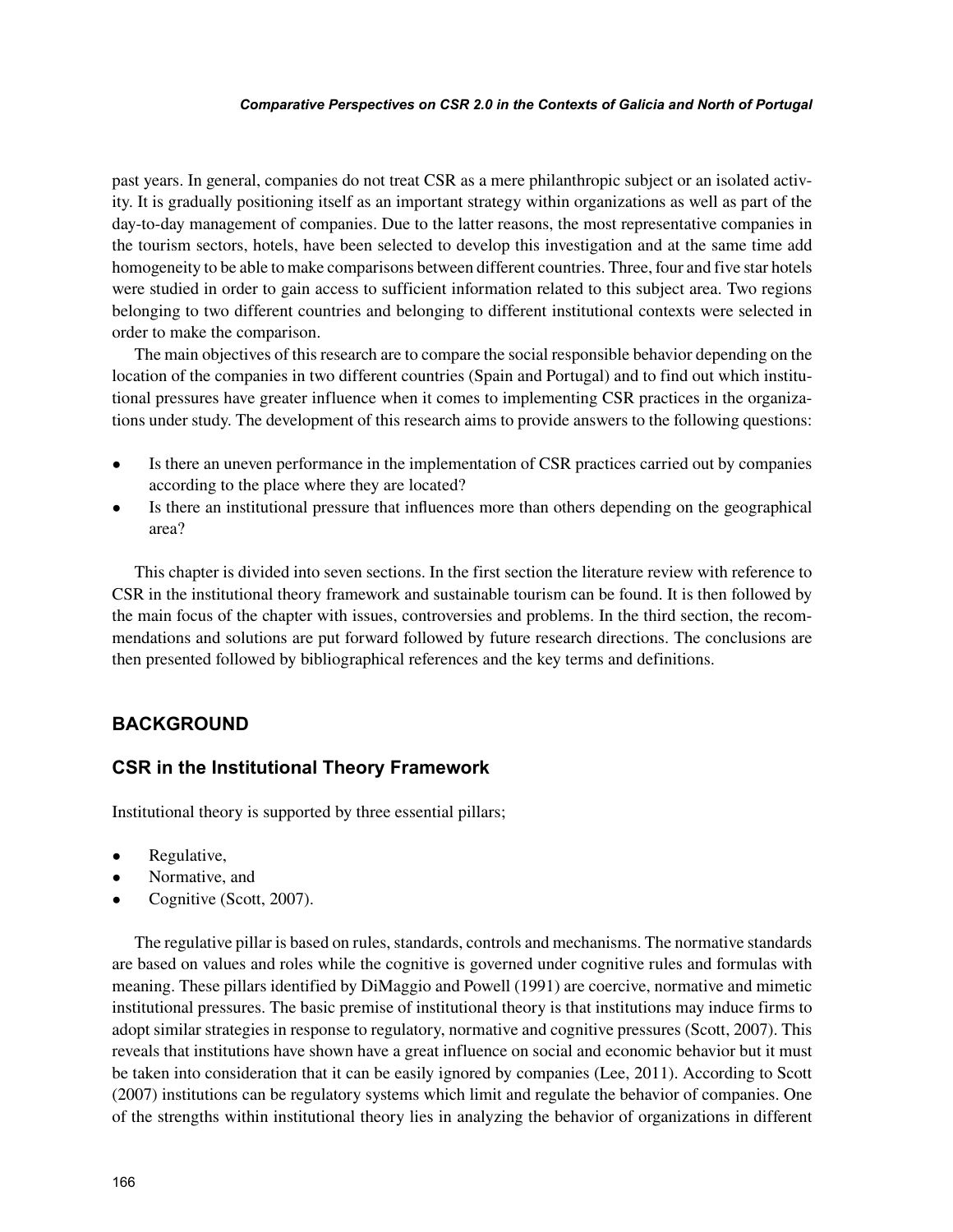past years. In general, companies do not treat CSR as a mere philanthropic subject or an isolated activity. It is gradually positioning itself as an important strategy within organizations as well as part of the day-to-day management of companies. Due to the latter reasons, the most representative companies in the tourism sectors, hotels, have been selected to develop this investigation and at the same time add homogeneity to be able to make comparisons between different countries. Three, four and five star hotels were studied in order to gain access to sufficient information related to this subject area. Two regions belonging to two different countries and belonging to different institutional contexts were selected in order to make the comparison.

The main objectives of this research are to compare the social responsible behavior depending on the location of the companies in two different countries (Spain and Portugal) and to find out which institutional pressures have greater influence when it comes to implementing CSR practices in the organizations under study. The development of this research aims to provide answers to the following questions:

- Is there an uneven performance in the implementation of CSR practices carried out by companies according to the place where they are located?
- Is there an institutional pressure that influences more than others depending on the geographical area?

This chapter is divided into seven sections. In the first section the literature review with reference to CSR in the institutional theory framework and sustainable tourism can be found. It is then followed by the main focus of the chapter with issues, controversies and problems. In the third section, the recommendations and solutions are put forward followed by future research directions. The conclusions are then presented followed by bibliographical references and the key terms and definitions.

## BACKGROUND

### CSR in the Institutional Theory Framework

Institutional theory is supported by three essential pillars;

- Regulative,
- Normative, and
- Cognitive (Scott, 2007).

The regulative pillar is based on rules, standards, controls and mechanisms. The normative standards are based on values and roles while the cognitive is governed under cognitive rules and formulas with meaning. These pillars identified by DiMaggio and Powell (1991) are coercive, normative and mimetic institutional pressures. The basic premise of institutional theory is that institutions may induce firms to adopt similar strategies in response to regulatory, normative and cognitive pressures (Scott, 2007). This reveals that institutions have shown have a great influence on social and economic behavior but it must be taken into consideration that it can be easily ignored by companies (Lee, 2011). According to Scott (2007) institutions can be regulatory systems which limit and regulate the behavior of companies. One of the strengths within institutional theory lies in analyzing the behavior of organizations in different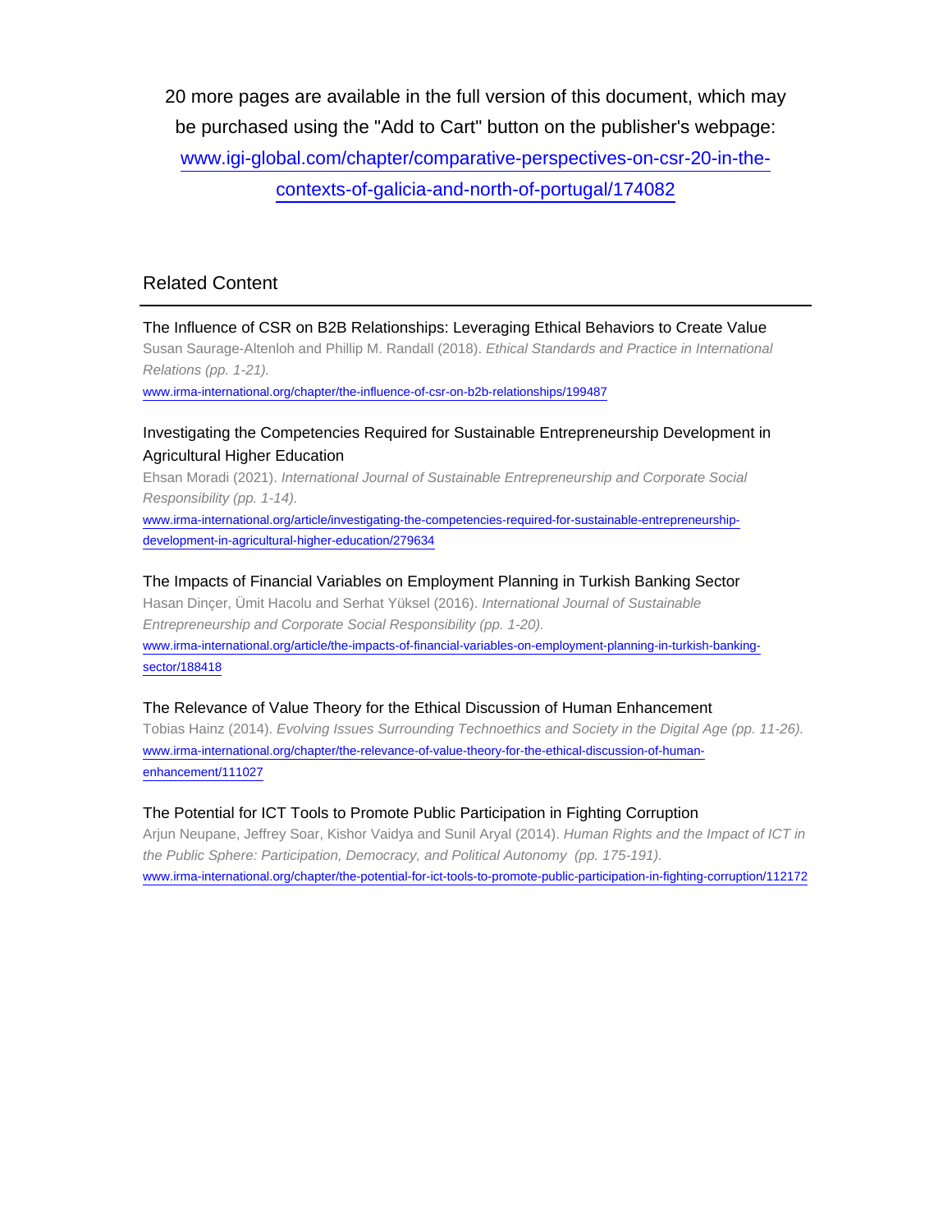20 more pages are available in the full version of this document, which may be purchased using the "Add to Cart" button on the publisher's webpage: [www.igi-global.com/chapter/comparative-perspectives-on-csr-20-in-the-contexts-of-galicia-and-north-of-portugal/174082](www.igi-global.com/chapter/comparative-perspectives-on-csr-20-in-the-contexts-of-galicia-and-north-of-portugal/174082)

## Related Content

The Influence of CSR on B2B Relationships: Leveraging Ethical Behaviors to Create Value
Susan Saurage-Altenloh and Phillip M. Randall (2018). *Ethical Standards and Practice in International Relations (pp. 1-21).*
[www.irma-international.org/chapter/the-influence-of-csr-on-b2b-relationships/199487](www.irma-international.org/chapter/the-influence-of-csr-on-b2b-relationships/199487)

Investigating the Competencies Required for Sustainable Entrepreneurship Development in Agricultural Higher Education
Ehsan Moradi (2021). *International Journal of Sustainable Entrepreneurship and Corporate Social Responsibility (pp. 1-14).*
[www.irma-international.org/article/investigating-the-competencies-required-for-sustainable-entrepreneurship-development-in-agricultural-higher-education/279634](www.irma-international.org/article/investigating-the-competencies-required-for-sustainable-entrepreneurship-development-in-agricultural-higher-education/279634)

The Impacts of Financial Variables on Employment Planning in Turkish Banking Sector
Hasan Dinçer, Ümit Hacolu and Serhat Yüksel (2016). *International Journal of Sustainable Entrepreneurship and Corporate Social Responsibility (pp. 1-20).*
[www.irma-international.org/article/the-impacts-of-financial-variables-on-employment-planning-in-turkish-banking-sector/188418](www.irma-international.org/article/the-impacts-of-financial-variables-on-employment-planning-in-turkish-banking-sector/188418)

The Relevance of Value Theory for the Ethical Discussion of Human Enhancement
Tobias Hainz (2014). *Evolving Issues Surrounding Technoethics and Society in the Digital Age (pp. 11-26).*
[www.irma-international.org/chapter/the-relevance-of-value-theory-for-the-ethical-discussion-of-human-enhancement/111027](www.irma-international.org/chapter/the-relevance-of-value-theory-for-the-ethical-discussion-of-human-enhancement/111027)

The Potential for ICT Tools to Promote Public Participation in Fighting Corruption
Arjun Neupane, Jeffrey Soar, Kishor Vaidya and Sunil Aryal (2014). *Human Rights and the Impact of ICT in the Public Sphere: Participation, Democracy, and Political Autonomy (pp. 175-191).*
[www.irma-international.org/chapter/the-potential-for-ict-tools-to-promote-public-participation-in-fighting-corruption/112172](www.irma-international.org/chapter/the-potential-for-ict-tools-to-promote-public-participation-in-fighting-corruption/112172)